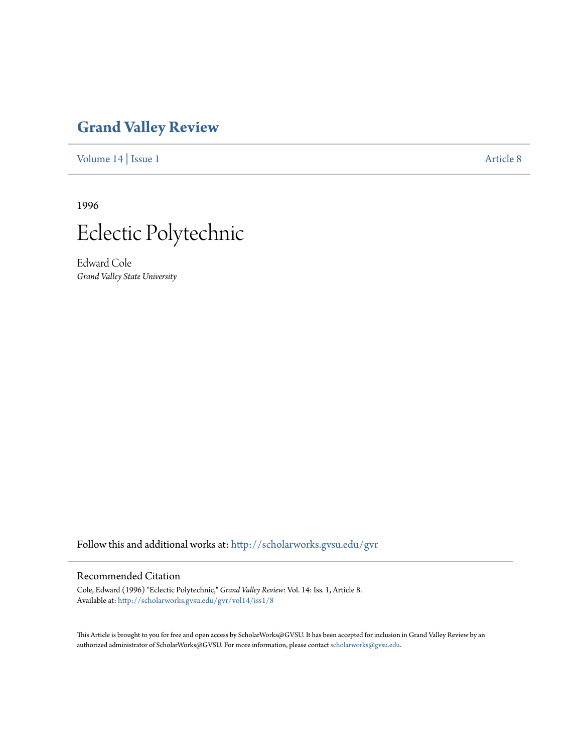# Grand Valley Review

Volume 14 | Issue 1 Article 8

1996

# Eclectic Polytechnic

Edward Cole
*Grand Valley State University*

Follow this and additional works at: http://scholarworks.gvsu.edu/gvr

## Recommended Citation

Cole, Edward (1996) "Eclectic Polytechnic," *Grand Valley Review*: Vol. 14: Iss. 1, Article 8.
Available at: http://scholarworks.gvsu.edu/gvr/vol14/iss1/8

This Article is brought to you for free and open access by ScholarWorks@GVSU. It has been accepted for inclusion in Grand Valley Review by an authorized administrator of ScholarWorks@GVSU. For more information, please contact scholarworks@gvsu.edu.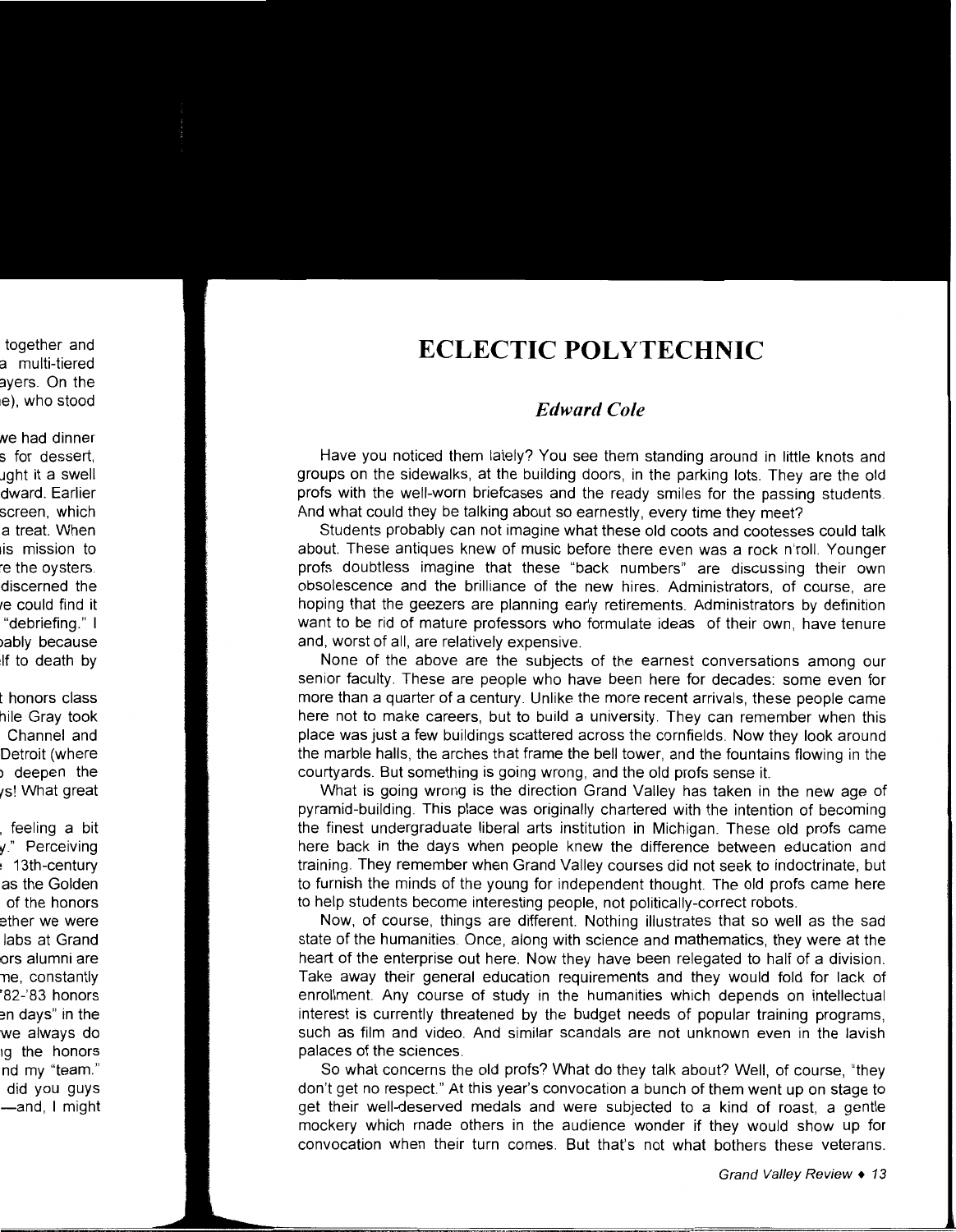# ECLECTIC POLYTECHNIC

## *Edward Cole*

Have you noticed them lately? You see them standing around in little knots and groups on the sidewalks, at the building doors, in the parking lots. They are the old profs with the well-worn briefcases and the ready smiles for the passing students. And what could they be talking about so earnestly, every time they meet?

Students probably can not imagine what these old coots and cootesses could talk about. These antiques knew of music before there even was a rock n'roll. Younger profs doubtless imagine that these "back numbers" are discussing their own obsolescence and the brilliance of the new hires. Administrators, of course, are hoping that the geezers are planning early retirements. Administrators by definition want to be rid of mature professors who formulate ideas of their own, have tenure and, worst of all, are relatively expensive.

None of the above are the subjects of the earnest conversations among our senior faculty. These are people who have been here for decades: some even for more than a quarter of a century. Unlike the more recent arrivals, these people came here not to make careers, but to build a university. They can remember when this place was just a few buildings scattered across the cornfields. Now they look around the marble halls, the arches that frame the bell tower, and the fountains flowing in the courtyards. But something is going wrong, and the old profs sense it.

What is going wrong is the direction Grand Valley has taken in the new age of pyramid-building. This place was originally chartered with the intention of becoming the finest undergraduate liberal arts institution in Michigan. These old profs came here back in the days when people knew the difference between education and training. They remember when Grand Valley courses did not seek to indoctrinate, but to furnish the minds of the young for independent thought. The old profs came here to help students become interesting people, not politically-correct robots.

Now, of course, things are different. Nothing illustrates that so well as the sad state of the humanities. Once, along with science and mathematics, they were at the heart of the enterprise out here. Now they have been relegated to half of a division. Take away their general education requirements and they would fold for lack of enrollment. Any course of study in the humanities which depends on intellectual interest is currently threatened by the budget needs of popular training programs, such as film and video. And similar scandals are not unknown even in the lavish palaces of the sciences.

So what concerns the old profs? What do they talk about? Well, of course, "they don't get no respect." At this year's convocation a bunch of them went up on stage to get their well-deserved medals and were subjected to a kind of roast, a gentle mockery which made others in the audience wonder if they would show up for convocation when their turn comes. But that's not what bothers these veterans.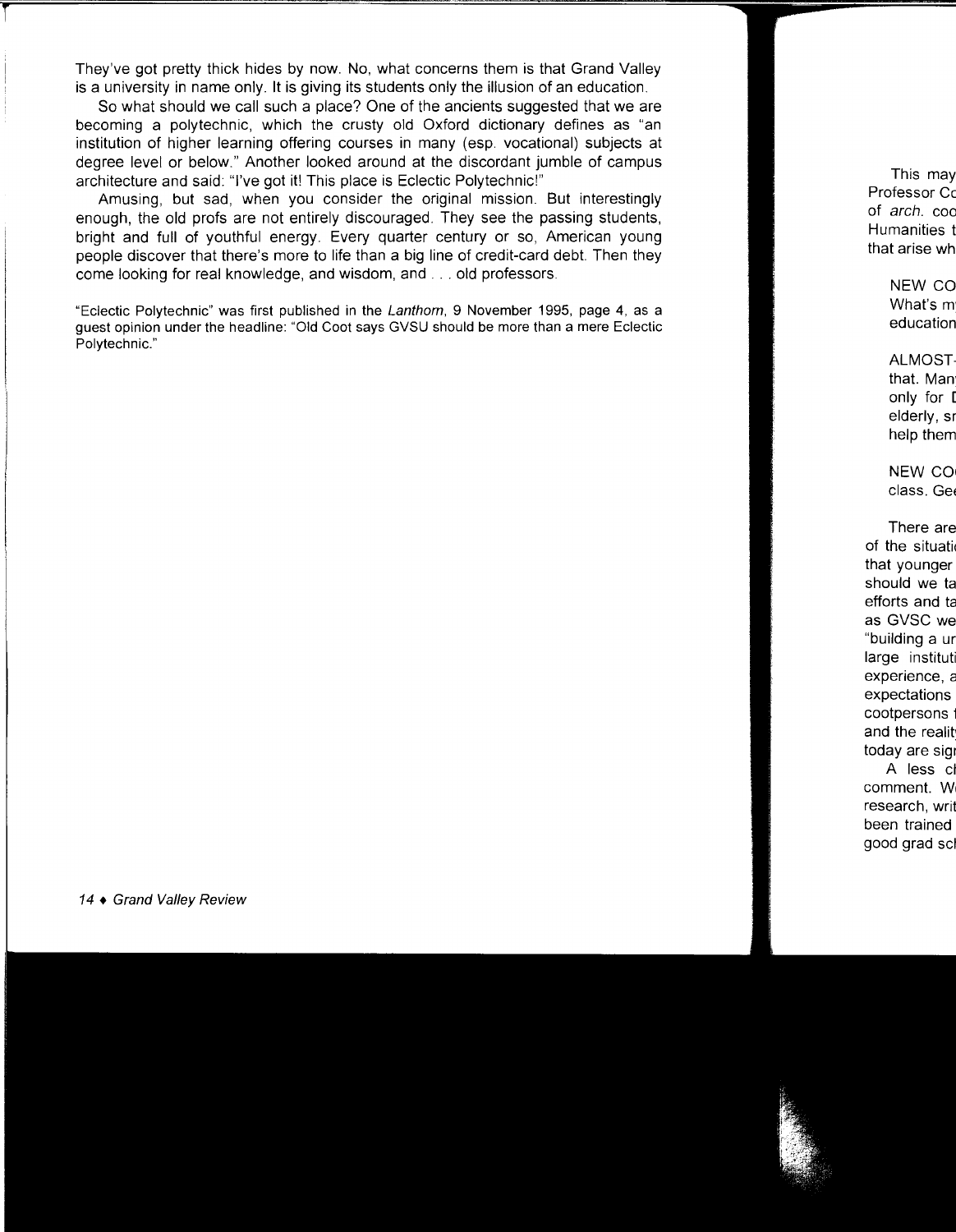They've got pretty thick hides by now. No, what concerns them is that Grand Valley is a university in name only. It is giving its students only the illusion of an education.

So what should we call such a place? One of the ancients suggested that we are becoming a polytechnic, which the crusty old Oxford dictionary defines as "an institution of higher learning offering courses in many (esp. vocational) subjects at degree level or below." Another looked around at the discordant jumble of campus architecture and said: "I've got it! This place is Eclectic Polytechnic!"

Amusing, but sad, when you consider the original mission. But interestingly enough, the old profs are not entirely discouraged. They see the passing students, bright and full of youthful energy. Every quarter century or so, American young people discover that there's more to life than a big line of credit-card debt. Then they come looking for real knowledge, and wisdom, and . . . old professors.

"Eclectic Polytechnic" was first published in the *Lanthorn*, 9 November 1995, page 4, as a guest opinion under the headline: "Old Coot says GVSU should be more than a mere Eclectic Polytechnic."